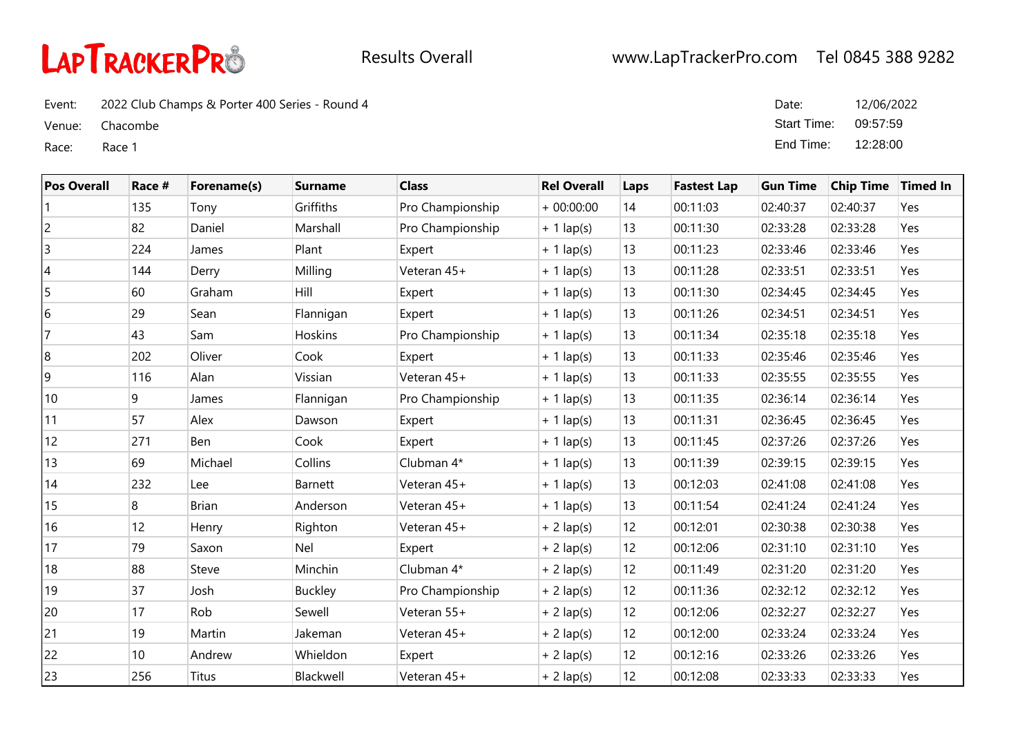LapTrackerPro

Results Overall

www.LapTrackerPro.com Tel 0845 388 9282

Event: 2022 Club Champs & Porter 400 Series - Round 4

Venue: Chacombe

Race: Race 1

Date: 12/06/2022

Start Time: 09:57:59

End Time: 12:28:00

| Pos Overall | Race # | Forename(s) | Surname | Class | Rel Overall | Laps | Fastest Lap | Gun Time | Chip Time | Timed In |
|---|---|---|---|---|---|---|---|---|---|---|
| 1 | 135 | Tony | Griffiths | Pro Championship | + 00:00:00 | 14 | 00:11:03 | 02:40:37 | 02:40:37 | Yes |
| 2 | 82 | Daniel | Marshall | Pro Championship | + 1 lap(s) | 13 | 00:11:30 | 02:33:28 | 02:33:28 | Yes |
| 3 | 224 | James | Plant | Expert | + 1 lap(s) | 13 | 00:11:23 | 02:33:46 | 02:33:46 | Yes |
| 4 | 144 | Derry | Milling | Veteran 45+ | + 1 lap(s) | 13 | 00:11:28 | 02:33:51 | 02:33:51 | Yes |
| 5 | 60 | Graham | Hill | Expert | + 1 lap(s) | 13 | 00:11:30 | 02:34:45 | 02:34:45 | Yes |
| 6 | 29 | Sean | Flannigan | Expert | + 1 lap(s) | 13 | 00:11:26 | 02:34:51 | 02:34:51 | Yes |
| 7 | 43 | Sam | Hoskins | Pro Championship | + 1 lap(s) | 13 | 00:11:34 | 02:35:18 | 02:35:18 | Yes |
| 8 | 202 | Oliver | Cook | Expert | + 1 lap(s) | 13 | 00:11:33 | 02:35:46 | 02:35:46 | Yes |
| 9 | 116 | Alan | Vissian | Veteran 45+ | + 1 lap(s) | 13 | 00:11:33 | 02:35:55 | 02:35:55 | Yes |
| 10 | 9 | James | Flannigan | Pro Championship | + 1 lap(s) | 13 | 00:11:35 | 02:36:14 | 02:36:14 | Yes |
| 11 | 57 | Alex | Dawson | Expert | + 1 lap(s) | 13 | 00:11:31 | 02:36:45 | 02:36:45 | Yes |
| 12 | 271 | Ben | Cook | Expert | + 1 lap(s) | 13 | 00:11:45 | 02:37:26 | 02:37:26 | Yes |
| 13 | 69 | Michael | Collins | Clubman 4* | + 1 lap(s) | 13 | 00:11:39 | 02:39:15 | 02:39:15 | Yes |
| 14 | 232 | Lee | Barnett | Veteran 45+ | + 1 lap(s) | 13 | 00:12:03 | 02:41:08 | 02:41:08 | Yes |
| 15 | 8 | Brian | Anderson | Veteran 45+ | + 1 lap(s) | 13 | 00:11:54 | 02:41:24 | 02:41:24 | Yes |
| 16 | 12 | Henry | Righton | Veteran 45+ | + 2 lap(s) | 12 | 00:12:01 | 02:30:38 | 02:30:38 | Yes |
| 17 | 79 | Saxon | Nel | Expert | + 2 lap(s) | 12 | 00:12:06 | 02:31:10 | 02:31:10 | Yes |
| 18 | 88 | Steve | Minchin | Clubman 4* | + 2 lap(s) | 12 | 00:11:49 | 02:31:20 | 02:31:20 | Yes |
| 19 | 37 | Josh | Buckley | Pro Championship | + 2 lap(s) | 12 | 00:11:36 | 02:32:12 | 02:32:12 | Yes |
| 20 | 17 | Rob | Sewell | Veteran 55+ | + 2 lap(s) | 12 | 00:12:06 | 02:32:27 | 02:32:27 | Yes |
| 21 | 19 | Martin | Jakeman | Veteran 45+ | + 2 lap(s) | 12 | 00:12:00 | 02:33:24 | 02:33:24 | Yes |
| 22 | 10 | Andrew | Whieldon | Expert | + 2 lap(s) | 12 | 00:12:16 | 02:33:26 | 02:33:26 | Yes |
| 23 | 256 | Titus | Blackwell | Veteran 45+ | + 2 lap(s) | 12 | 00:12:08 | 02:33:33 | 02:33:33 | Yes |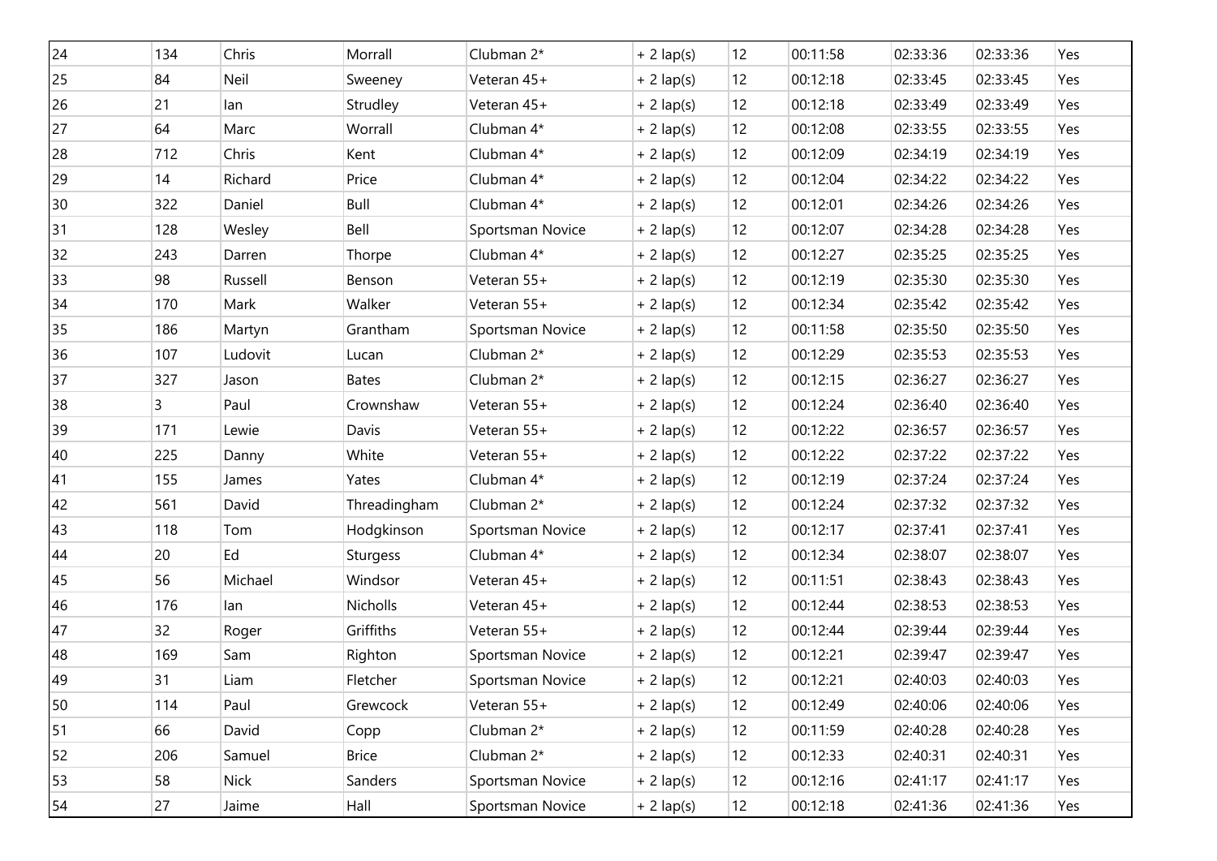| 24 | 134 | Chris | Morrall | Clubman 2* | + 2 lap(s) | 12 | 00:11:58 | 02:33:36 | 02:33:36 | Yes |
|---|---|---|---|---|---|---|---|---|---|---|
| 25 | 84 | Neil | Sweeney | Veteran 45+ | + 2 lap(s) | 12 | 00:12:18 | 02:33:45 | 02:33:45 | Yes |
| 26 | 21 | Ian | Strudley | Veteran 45+ | + 2 lap(s) | 12 | 00:12:18 | 02:33:49 | 02:33:49 | Yes |
| 27 | 64 | Marc | Worrall | Clubman 4* | + 2 lap(s) | 12 | 00:12:08 | 02:33:55 | 02:33:55 | Yes |
| 28 | 712 | Chris | Kent | Clubman 4* | + 2 lap(s) | 12 | 00:12:09 | 02:34:19 | 02:34:19 | Yes |
| 29 | 14 | Richard | Price | Clubman 4* | + 2 lap(s) | 12 | 00:12:04 | 02:34:22 | 02:34:22 | Yes |
| 30 | 322 | Daniel | Bull | Clubman 4* | + 2 lap(s) | 12 | 00:12:01 | 02:34:26 | 02:34:26 | Yes |
| 31 | 128 | Wesley | Bell | Sportsman Novice | + 2 lap(s) | 12 | 00:12:07 | 02:34:28 | 02:34:28 | Yes |
| 32 | 243 | Darren | Thorpe | Clubman 4* | + 2 lap(s) | 12 | 00:12:27 | 02:35:25 | 02:35:25 | Yes |
| 33 | 98 | Russell | Benson | Veteran 55+ | + 2 lap(s) | 12 | 00:12:19 | 02:35:30 | 02:35:30 | Yes |
| 34 | 170 | Mark | Walker | Veteran 55+ | + 2 lap(s) | 12 | 00:12:34 | 02:35:42 | 02:35:42 | Yes |
| 35 | 186 | Martyn | Grantham | Sportsman Novice | + 2 lap(s) | 12 | 00:11:58 | 02:35:50 | 02:35:50 | Yes |
| 36 | 107 | Ludovit | Lucan | Clubman 2* | + 2 lap(s) | 12 | 00:12:29 | 02:35:53 | 02:35:53 | Yes |
| 37 | 327 | Jason | Bates | Clubman 2* | + 2 lap(s) | 12 | 00:12:15 | 02:36:27 | 02:36:27 | Yes |
| 38 | 3 | Paul | Crownshaw | Veteran 55+ | + 2 lap(s) | 12 | 00:12:24 | 02:36:40 | 02:36:40 | Yes |
| 39 | 171 | Lewie | Davis | Veteran 55+ | + 2 lap(s) | 12 | 00:12:22 | 02:36:57 | 02:36:57 | Yes |
| 40 | 225 | Danny | White | Veteran 55+ | + 2 lap(s) | 12 | 00:12:22 | 02:37:22 | 02:37:22 | Yes |
| 41 | 155 | James | Yates | Clubman 4* | + 2 lap(s) | 12 | 00:12:19 | 02:37:24 | 02:37:24 | Yes |
| 42 | 561 | David | Threadingham | Clubman 2* | + 2 lap(s) | 12 | 00:12:24 | 02:37:32 | 02:37:32 | Yes |
| 43 | 118 | Tom | Hodgkinson | Sportsman Novice | + 2 lap(s) | 12 | 00:12:17 | 02:37:41 | 02:37:41 | Yes |
| 44 | 20 | Ed | Sturgess | Clubman 4* | + 2 lap(s) | 12 | 00:12:34 | 02:38:07 | 02:38:07 | Yes |
| 45 | 56 | Michael | Windsor | Veteran 45+ | + 2 lap(s) | 12 | 00:11:51 | 02:38:43 | 02:38:43 | Yes |
| 46 | 176 | Ian | Nicholls | Veteran 45+ | + 2 lap(s) | 12 | 00:12:44 | 02:38:53 | 02:38:53 | Yes |
| 47 | 32 | Roger | Griffiths | Veteran 55+ | + 2 lap(s) | 12 | 00:12:44 | 02:39:44 | 02:39:44 | Yes |
| 48 | 169 | Sam | Righton | Sportsman Novice | + 2 lap(s) | 12 | 00:12:21 | 02:39:47 | 02:39:47 | Yes |
| 49 | 31 | Liam | Fletcher | Sportsman Novice | + 2 lap(s) | 12 | 00:12:21 | 02:40:03 | 02:40:03 | Yes |
| 50 | 114 | Paul | Grewcock | Veteran 55+ | + 2 lap(s) | 12 | 00:12:49 | 02:40:06 | 02:40:06 | Yes |
| 51 | 66 | David | Copp | Clubman 2* | + 2 lap(s) | 12 | 00:11:59 | 02:40:28 | 02:40:28 | Yes |
| 52 | 206 | Samuel | Brice | Clubman 2* | + 2 lap(s) | 12 | 00:12:33 | 02:40:31 | 02:40:31 | Yes |
| 53 | 58 | Nick | Sanders | Sportsman Novice | + 2 lap(s) | 12 | 00:12:16 | 02:41:17 | 02:41:17 | Yes |
| 54 | 27 | Jaime | Hall | Sportsman Novice | + 2 lap(s) | 12 | 00:12:18 | 02:41:36 | 02:41:36 | Yes |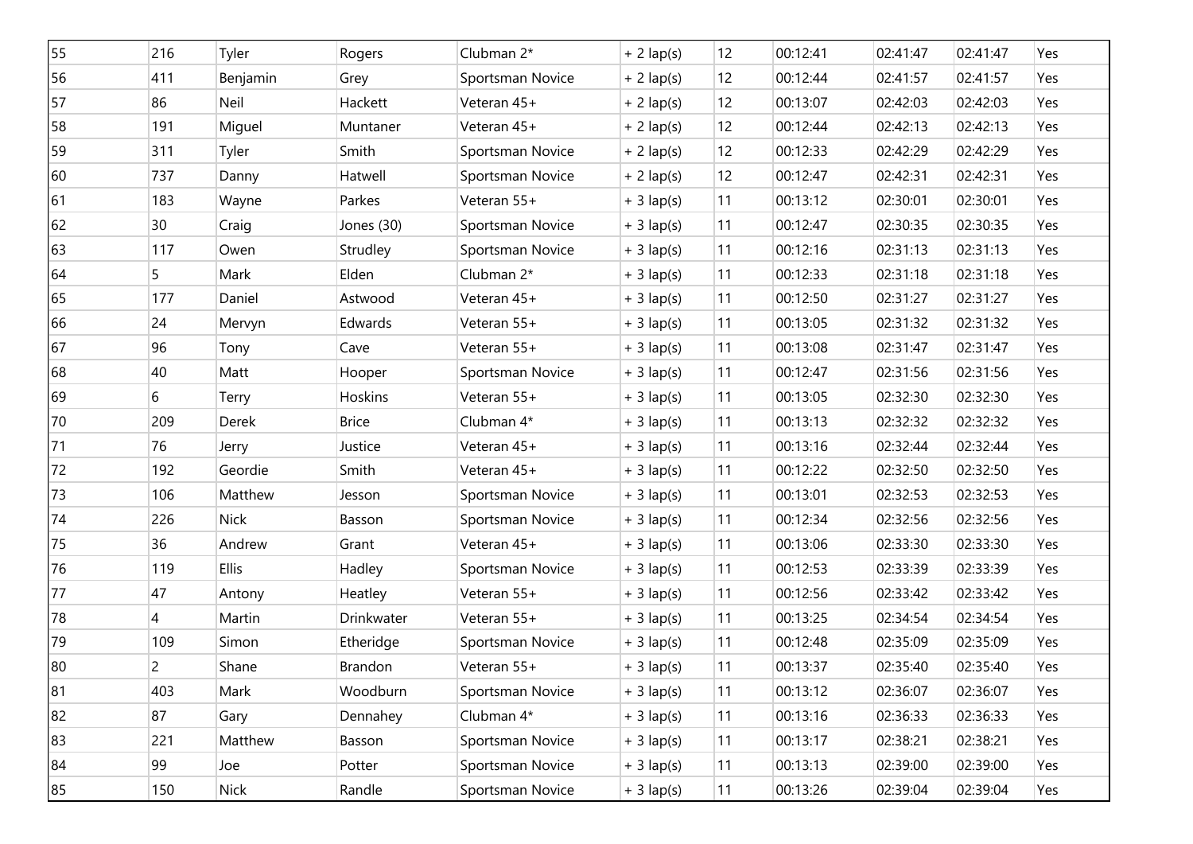| | | | | | | | | | | |
|---|---|---|---|---|---|---|---|---|---|---|
| 55 | 216 | Tyler | Rogers | Clubman 2* | + 2 lap(s) | 12 | 00:12:41 | 02:41:47 | 02:41:47 | Yes |
| 56 | 411 | Benjamin | Grey | Sportsman Novice | + 2 lap(s) | 12 | 00:12:44 | 02:41:57 | 02:41:57 | Yes |
| 57 | 86 | Neil | Hackett | Veteran 45+ | + 2 lap(s) | 12 | 00:13:07 | 02:42:03 | 02:42:03 | Yes |
| 58 | 191 | Miguel | Muntaner | Veteran 45+ | + 2 lap(s) | 12 | 00:12:44 | 02:42:13 | 02:42:13 | Yes |
| 59 | 311 | Tyler | Smith | Sportsman Novice | + 2 lap(s) | 12 | 00:12:33 | 02:42:29 | 02:42:29 | Yes |
| 60 | 737 | Danny | Hatwell | Sportsman Novice | + 2 lap(s) | 12 | 00:12:47 | 02:42:31 | 02:42:31 | Yes |
| 61 | 183 | Wayne | Parkes | Veteran 55+ | + 3 lap(s) | 11 | 00:13:12 | 02:30:01 | 02:30:01 | Yes |
| 62 | 30 | Craig | Jones (30) | Sportsman Novice | + 3 lap(s) | 11 | 00:12:47 | 02:30:35 | 02:30:35 | Yes |
| 63 | 117 | Owen | Strudley | Sportsman Novice | + 3 lap(s) | 11 | 00:12:16 | 02:31:13 | 02:31:13 | Yes |
| 64 | 5 | Mark | Elden | Clubman 2* | + 3 lap(s) | 11 | 00:12:33 | 02:31:18 | 02:31:18 | Yes |
| 65 | 177 | Daniel | Astwood | Veteran 45+ | + 3 lap(s) | 11 | 00:12:50 | 02:31:27 | 02:31:27 | Yes |
| 66 | 24 | Mervyn | Edwards | Veteran 55+ | + 3 lap(s) | 11 | 00:13:05 | 02:31:32 | 02:31:32 | Yes |
| 67 | 96 | Tony | Cave | Veteran 55+ | + 3 lap(s) | 11 | 00:13:08 | 02:31:47 | 02:31:47 | Yes |
| 68 | 40 | Matt | Hooper | Sportsman Novice | + 3 lap(s) | 11 | 00:12:47 | 02:31:56 | 02:31:56 | Yes |
| 69 | 6 | Terry | Hoskins | Veteran 55+ | + 3 lap(s) | 11 | 00:13:05 | 02:32:30 | 02:32:30 | Yes |
| 70 | 209 | Derek | Brice | Clubman 4* | + 3 lap(s) | 11 | 00:13:13 | 02:32:32 | 02:32:32 | Yes |
| 71 | 76 | Jerry | Justice | Veteran 45+ | + 3 lap(s) | 11 | 00:13:16 | 02:32:44 | 02:32:44 | Yes |
| 72 | 192 | Geordie | Smith | Veteran 45+ | + 3 lap(s) | 11 | 00:12:22 | 02:32:50 | 02:32:50 | Yes |
| 73 | 106 | Matthew | Jesson | Sportsman Novice | + 3 lap(s) | 11 | 00:13:01 | 02:32:53 | 02:32:53 | Yes |
| 74 | 226 | Nick | Basson | Sportsman Novice | + 3 lap(s) | 11 | 00:12:34 | 02:32:56 | 02:32:56 | Yes |
| 75 | 36 | Andrew | Grant | Veteran 45+ | + 3 lap(s) | 11 | 00:13:06 | 02:33:30 | 02:33:30 | Yes |
| 76 | 119 | Ellis | Hadley | Sportsman Novice | + 3 lap(s) | 11 | 00:12:53 | 02:33:39 | 02:33:39 | Yes |
| 77 | 47 | Antony | Heatley | Veteran 55+ | + 3 lap(s) | 11 | 00:12:56 | 02:33:42 | 02:33:42 | Yes |
| 78 | 4 | Martin | Drinkwater | Veteran 55+ | + 3 lap(s) | 11 | 00:13:25 | 02:34:54 | 02:34:54 | Yes |
| 79 | 109 | Simon | Etheridge | Sportsman Novice | + 3 lap(s) | 11 | 00:12:48 | 02:35:09 | 02:35:09 | Yes |
| 80 | 2 | Shane | Brandon | Veteran 55+ | + 3 lap(s) | 11 | 00:13:37 | 02:35:40 | 02:35:40 | Yes |
| 81 | 403 | Mark | Woodburn | Sportsman Novice | + 3 lap(s) | 11 | 00:13:12 | 02:36:07 | 02:36:07 | Yes |
| 82 | 87 | Gary | Dennahey | Clubman 4* | + 3 lap(s) | 11 | 00:13:16 | 02:36:33 | 02:36:33 | Yes |
| 83 | 221 | Matthew | Basson | Sportsman Novice | + 3 lap(s) | 11 | 00:13:17 | 02:38:21 | 02:38:21 | Yes |
| 84 | 99 | Joe | Potter | Sportsman Novice | + 3 lap(s) | 11 | 00:13:13 | 02:39:00 | 02:39:00 | Yes |
| 85 | 150 | Nick | Randle | Sportsman Novice | + 3 lap(s) | 11 | 00:13:26 | 02:39:04 | 02:39:04 | Yes |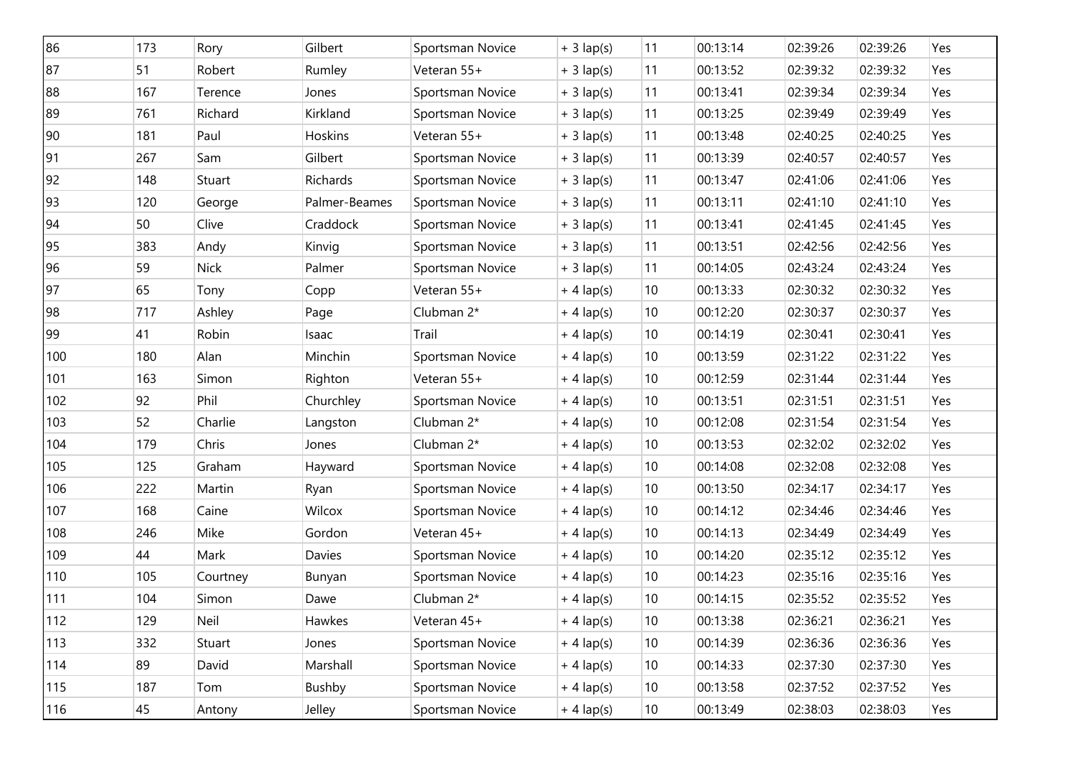| | | | | | | | | | | |
|---|---|---|---|---|---|---|---|---|---|---|
| 86 | 173 | Rory | Gilbert | Sportsman Novice | + 3 lap(s) | 11 | 00:13:14 | 02:39:26 | 02:39:26 | Yes |
| 87 | 51 | Robert | Rumley | Veteran 55+ | + 3 lap(s) | 11 | 00:13:52 | 02:39:32 | 02:39:32 | Yes |
| 88 | 167 | Terence | Jones | Sportsman Novice | + 3 lap(s) | 11 | 00:13:41 | 02:39:34 | 02:39:34 | Yes |
| 89 | 761 | Richard | Kirkland | Sportsman Novice | + 3 lap(s) | 11 | 00:13:25 | 02:39:49 | 02:39:49 | Yes |
| 90 | 181 | Paul | Hoskins | Veteran 55+ | + 3 lap(s) | 11 | 00:13:48 | 02:40:25 | 02:40:25 | Yes |
| 91 | 267 | Sam | Gilbert | Sportsman Novice | + 3 lap(s) | 11 | 00:13:39 | 02:40:57 | 02:40:57 | Yes |
| 92 | 148 | Stuart | Richards | Sportsman Novice | + 3 lap(s) | 11 | 00:13:47 | 02:41:06 | 02:41:06 | Yes |
| 93 | 120 | George | Palmer-Beames | Sportsman Novice | + 3 lap(s) | 11 | 00:13:11 | 02:41:10 | 02:41:10 | Yes |
| 94 | 50 | Clive | Craddock | Sportsman Novice | + 3 lap(s) | 11 | 00:13:41 | 02:41:45 | 02:41:45 | Yes |
| 95 | 383 | Andy | Kinvig | Sportsman Novice | + 3 lap(s) | 11 | 00:13:51 | 02:42:56 | 02:42:56 | Yes |
| 96 | 59 | Nick | Palmer | Sportsman Novice | + 3 lap(s) | 11 | 00:14:05 | 02:43:24 | 02:43:24 | Yes |
| 97 | 65 | Tony | Copp | Veteran 55+ | + 4 lap(s) | 10 | 00:13:33 | 02:30:32 | 02:30:32 | Yes |
| 98 | 717 | Ashley | Page | Clubman 2* | + 4 lap(s) | 10 | 00:12:20 | 02:30:37 | 02:30:37 | Yes |
| 99 | 41 | Robin | Isaac | Trail | + 4 lap(s) | 10 | 00:14:19 | 02:30:41 | 02:30:41 | Yes |
| 100 | 180 | Alan | Minchin | Sportsman Novice | + 4 lap(s) | 10 | 00:13:59 | 02:31:22 | 02:31:22 | Yes |
| 101 | 163 | Simon | Righton | Veteran 55+ | + 4 lap(s) | 10 | 00:12:59 | 02:31:44 | 02:31:44 | Yes |
| 102 | 92 | Phil | Churchley | Sportsman Novice | + 4 lap(s) | 10 | 00:13:51 | 02:31:51 | 02:31:51 | Yes |
| 103 | 52 | Charlie | Langston | Clubman 2* | + 4 lap(s) | 10 | 00:12:08 | 02:31:54 | 02:31:54 | Yes |
| 104 | 179 | Chris | Jones | Clubman 2* | + 4 lap(s) | 10 | 00:13:53 | 02:32:02 | 02:32:02 | Yes |
| 105 | 125 | Graham | Hayward | Sportsman Novice | + 4 lap(s) | 10 | 00:14:08 | 02:32:08 | 02:32:08 | Yes |
| 106 | 222 | Martin | Ryan | Sportsman Novice | + 4 lap(s) | 10 | 00:13:50 | 02:34:17 | 02:34:17 | Yes |
| 107 | 168 | Caine | Wilcox | Sportsman Novice | + 4 lap(s) | 10 | 00:14:12 | 02:34:46 | 02:34:46 | Yes |
| 108 | 246 | Mike | Gordon | Veteran 45+ | + 4 lap(s) | 10 | 00:14:13 | 02:34:49 | 02:34:49 | Yes |
| 109 | 44 | Mark | Davies | Sportsman Novice | + 4 lap(s) | 10 | 00:14:20 | 02:35:12 | 02:35:12 | Yes |
| 110 | 105 | Courtney | Bunyan | Sportsman Novice | + 4 lap(s) | 10 | 00:14:23 | 02:35:16 | 02:35:16 | Yes |
| 111 | 104 | Simon | Dawe | Clubman 2* | + 4 lap(s) | 10 | 00:14:15 | 02:35:52 | 02:35:52 | Yes |
| 112 | 129 | Neil | Hawkes | Veteran 45+ | + 4 lap(s) | 10 | 00:13:38 | 02:36:21 | 02:36:21 | Yes |
| 113 | 332 | Stuart | Jones | Sportsman Novice | + 4 lap(s) | 10 | 00:14:39 | 02:36:36 | 02:36:36 | Yes |
| 114 | 89 | David | Marshall | Sportsman Novice | + 4 lap(s) | 10 | 00:14:33 | 02:37:30 | 02:37:30 | Yes |
| 115 | 187 | Tom | Bushby | Sportsman Novice | + 4 lap(s) | 10 | 00:13:58 | 02:37:52 | 02:37:52 | Yes |
| 116 | 45 | Antony | Jelley | Sportsman Novice | + 4 lap(s) | 10 | 00:13:49 | 02:38:03 | 02:38:03 | Yes |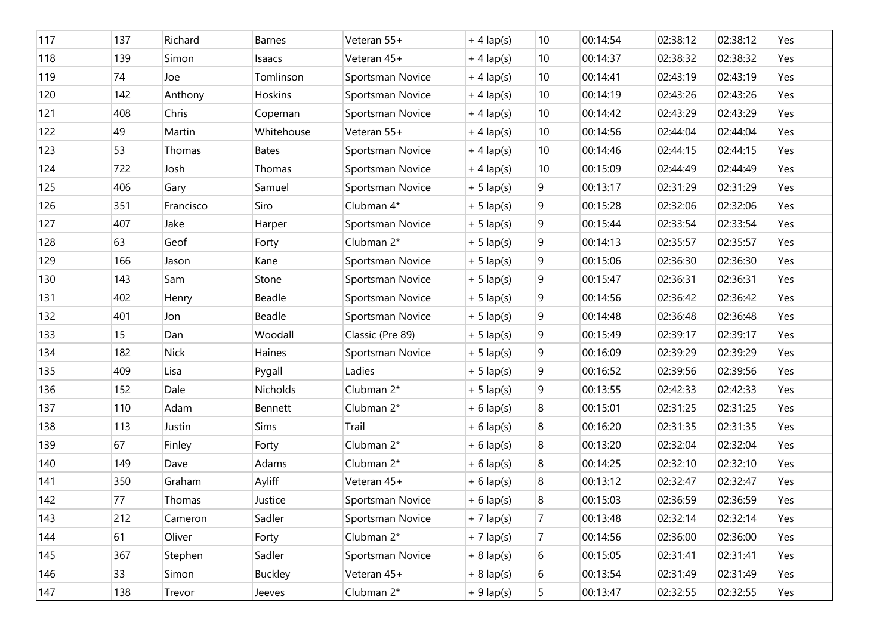| | | | | | | | | | | |
|---|---|---|---|---|---|---|---|---|---|---|
| 117 | 137 | Richard | Barnes | Veteran 55+ | + 4 lap(s) | 10 | 00:14:54 | 02:38:12 | 02:38:12 | Yes |
| 118 | 139 | Simon | Isaacs | Veteran 45+ | + 4 lap(s) | 10 | 00:14:37 | 02:38:32 | 02:38:32 | Yes |
| 119 | 74 | Joe | Tomlinson | Sportsman Novice | + 4 lap(s) | 10 | 00:14:41 | 02:43:19 | 02:43:19 | Yes |
| 120 | 142 | Anthony | Hoskins | Sportsman Novice | + 4 lap(s) | 10 | 00:14:19 | 02:43:26 | 02:43:26 | Yes |
| 121 | 408 | Chris | Copeman | Sportsman Novice | + 4 lap(s) | 10 | 00:14:42 | 02:43:29 | 02:43:29 | Yes |
| 122 | 49 | Martin | Whitehouse | Veteran 55+ | + 4 lap(s) | 10 | 00:14:56 | 02:44:04 | 02:44:04 | Yes |
| 123 | 53 | Thomas | Bates | Sportsman Novice | + 4 lap(s) | 10 | 00:14:46 | 02:44:15 | 02:44:15 | Yes |
| 124 | 722 | Josh | Thomas | Sportsman Novice | + 4 lap(s) | 10 | 00:15:09 | 02:44:49 | 02:44:49 | Yes |
| 125 | 406 | Gary | Samuel | Sportsman Novice | + 5 lap(s) | 9 | 00:13:17 | 02:31:29 | 02:31:29 | Yes |
| 126 | 351 | Francisco | Siro | Clubman 4* | + 5 lap(s) | 9 | 00:15:28 | 02:32:06 | 02:32:06 | Yes |
| 127 | 407 | Jake | Harper | Sportsman Novice | + 5 lap(s) | 9 | 00:15:44 | 02:33:54 | 02:33:54 | Yes |
| 128 | 63 | Geof | Forty | Clubman 2* | + 5 lap(s) | 9 | 00:14:13 | 02:35:57 | 02:35:57 | Yes |
| 129 | 166 | Jason | Kane | Sportsman Novice | + 5 lap(s) | 9 | 00:15:06 | 02:36:30 | 02:36:30 | Yes |
| 130 | 143 | Sam | Stone | Sportsman Novice | + 5 lap(s) | 9 | 00:15:47 | 02:36:31 | 02:36:31 | Yes |
| 131 | 402 | Henry | Beadle | Sportsman Novice | + 5 lap(s) | 9 | 00:14:56 | 02:36:42 | 02:36:42 | Yes |
| 132 | 401 | Jon | Beadle | Sportsman Novice | + 5 lap(s) | 9 | 00:14:48 | 02:36:48 | 02:36:48 | Yes |
| 133 | 15 | Dan | Woodall | Classic (Pre 89) | + 5 lap(s) | 9 | 00:15:49 | 02:39:17 | 02:39:17 | Yes |
| 134 | 182 | Nick | Haines | Sportsman Novice | + 5 lap(s) | 9 | 00:16:09 | 02:39:29 | 02:39:29 | Yes |
| 135 | 409 | Lisa | Pygall | Ladies | + 5 lap(s) | 9 | 00:16:52 | 02:39:56 | 02:39:56 | Yes |
| 136 | 152 | Dale | Nicholds | Clubman 2* | + 5 lap(s) | 9 | 00:13:55 | 02:42:33 | 02:42:33 | Yes |
| 137 | 110 | Adam | Bennett | Clubman 2* | + 6 lap(s) | 8 | 00:15:01 | 02:31:25 | 02:31:25 | Yes |
| 138 | 113 | Justin | Sims | Trail | + 6 lap(s) | 8 | 00:16:20 | 02:31:35 | 02:31:35 | Yes |
| 139 | 67 | Finley | Forty | Clubman 2* | + 6 lap(s) | 8 | 00:13:20 | 02:32:04 | 02:32:04 | Yes |
| 140 | 149 | Dave | Adams | Clubman 2* | + 6 lap(s) | 8 | 00:14:25 | 02:32:10 | 02:32:10 | Yes |
| 141 | 350 | Graham | Ayliff | Veteran 45+ | + 6 lap(s) | 8 | 00:13:12 | 02:32:47 | 02:32:47 | Yes |
| 142 | 77 | Thomas | Justice | Sportsman Novice | + 6 lap(s) | 8 | 00:15:03 | 02:36:59 | 02:36:59 | Yes |
| 143 | 212 | Cameron | Sadler | Sportsman Novice | + 7 lap(s) | 7 | 00:13:48 | 02:32:14 | 02:32:14 | Yes |
| 144 | 61 | Oliver | Forty | Clubman 2* | + 7 lap(s) | 7 | 00:14:56 | 02:36:00 | 02:36:00 | Yes |
| 145 | 367 | Stephen | Sadler | Sportsman Novice | + 8 lap(s) | 6 | 00:15:05 | 02:31:41 | 02:31:41 | Yes |
| 146 | 33 | Simon | Buckley | Veteran 45+ | + 8 lap(s) | 6 | 00:13:54 | 02:31:49 | 02:31:49 | Yes |
| 147 | 138 | Trevor | Jeeves | Clubman 2* | + 9 lap(s) | 5 | 00:13:47 | 02:32:55 | 02:32:55 | Yes |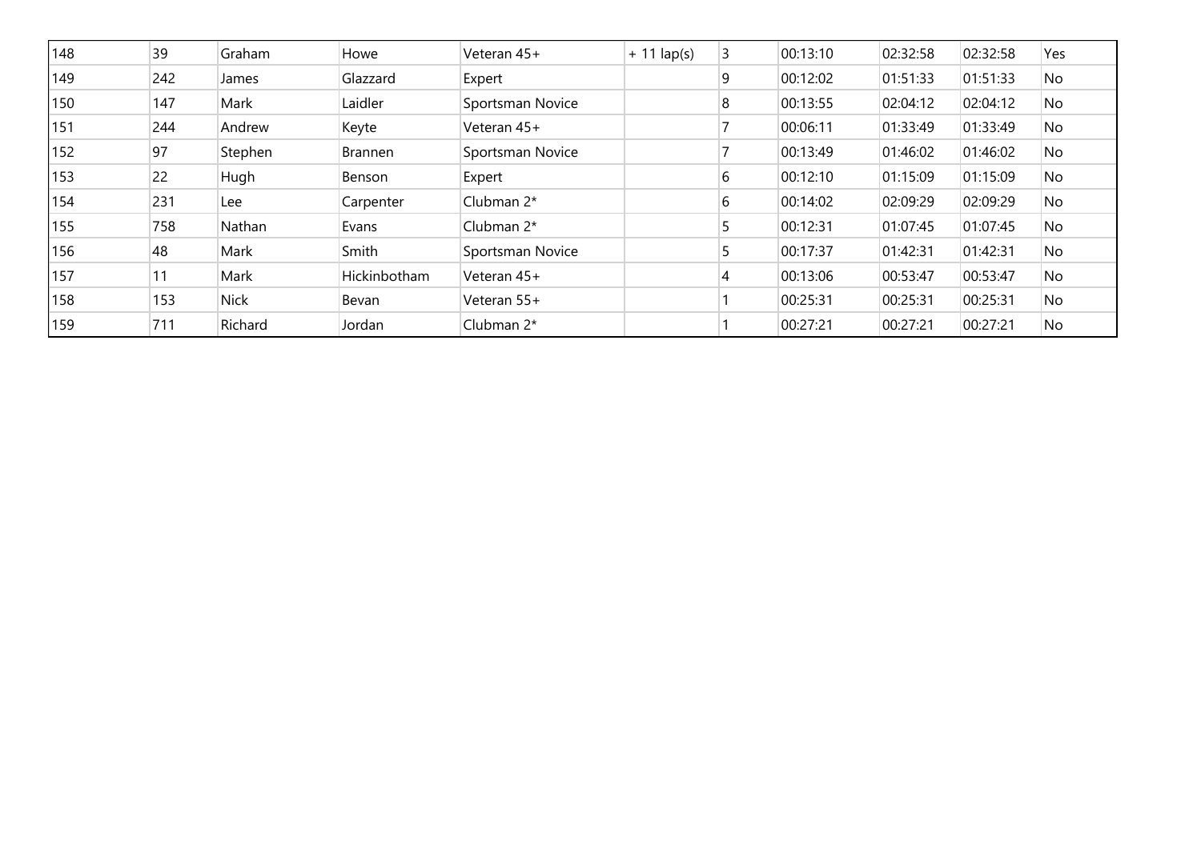| | | | | | | | | | | |
|---|---|---|---|---|---|---|---|---|---|---|
| 148 | 39 | Graham | Howe | Veteran 45+ | + 11 lap(s) | 3 | 00:13:10 | 02:32:58 | 02:32:58 | Yes |
| 149 | 242 | James | Glazzard | Expert | | 9 | 00:12:02 | 01:51:33 | 01:51:33 | No |
| 150 | 147 | Mark | Laidler | Sportsman Novice | | 8 | 00:13:55 | 02:04:12 | 02:04:12 | No |
| 151 | 244 | Andrew | Keyte | Veteran 45+ | | 7 | 00:06:11 | 01:33:49 | 01:33:49 | No |
| 152 | 97 | Stephen | Brannen | Sportsman Novice | | 7 | 00:13:49 | 01:46:02 | 01:46:02 | No |
| 153 | 22 | Hugh | Benson | Expert | | 6 | 00:12:10 | 01:15:09 | 01:15:09 | No |
| 154 | 231 | Lee | Carpenter | Clubman 2* | | 6 | 00:14:02 | 02:09:29 | 02:09:29 | No |
| 155 | 758 | Nathan | Evans | Clubman 2* | | 5 | 00:12:31 | 01:07:45 | 01:07:45 | No |
| 156 | 48 | Mark | Smith | Sportsman Novice | | 5 | 00:17:37 | 01:42:31 | 01:42:31 | No |
| 157 | 11 | Mark | Hickinbotham | Veteran 45+ | | 4 | 00:13:06 | 00:53:47 | 00:53:47 | No |
| 158 | 153 | Nick | Bevan | Veteran 55+ | | 1 | 00:25:31 | 00:25:31 | 00:25:31 | No |
| 159 | 711 | Richard | Jordan | Clubman 2* | | 1 | 00:27:21 | 00:27:21 | 00:27:21 | No |